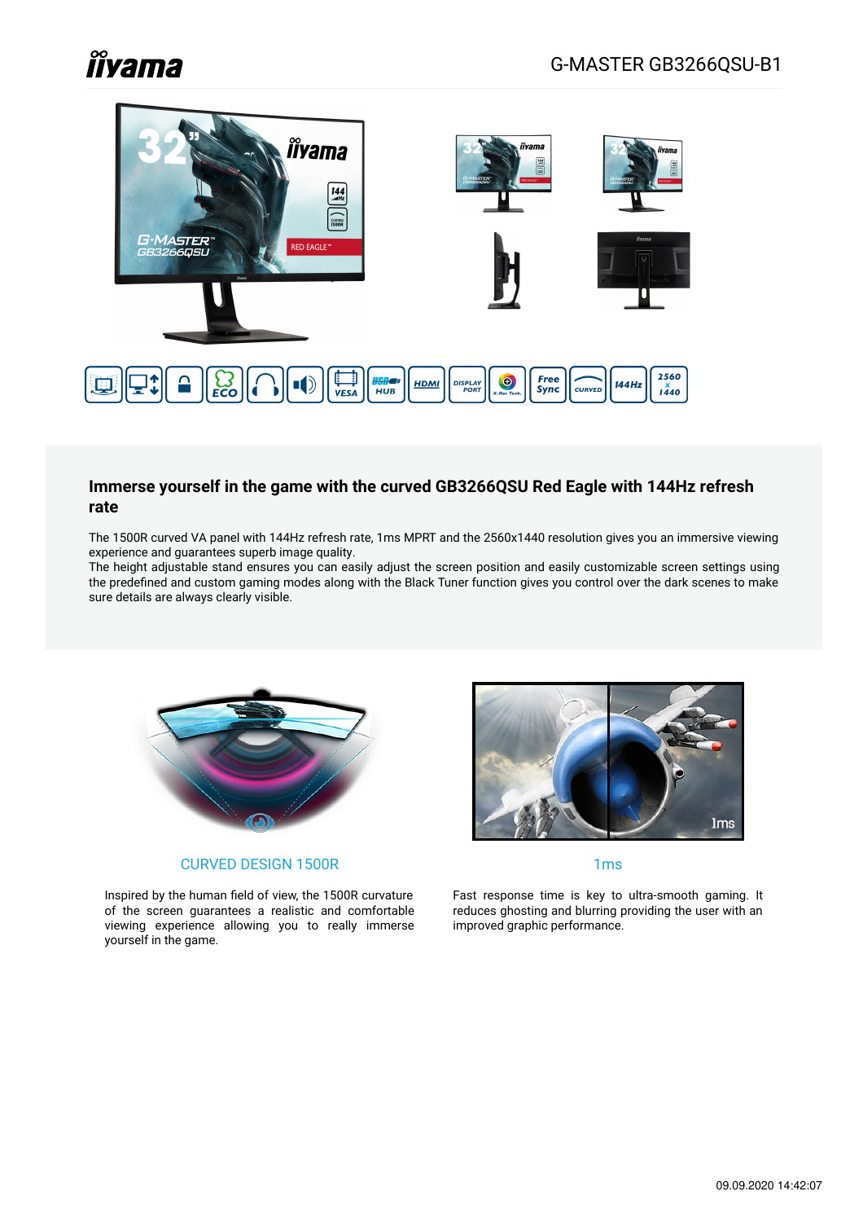# G-MASTER GB3266QSU-B1

## Immerse yourself in the game with the curved GB3266QSU Red Eagle with 144Hz refresh rate

The 1500R curved VA panel with 144Hz refresh rate, 1ms MPRT and the 2560x1440 resolution gives you an immersive viewing experience and guarantees superb image quality.
The height adjustable stand ensures you can easily adjust the screen position and easily customizable screen settings using the predefined and custom gaming modes along with the Black Tuner function gives you control over the dark scenes to make sure details are always clearly visible.

### CURVED DESIGN 1500R

Inspired by the human field of view, the 1500R curvature of the screen guarantees a realistic and comfortable viewing experience allowing you to really immerse yourself in the game.

### 1ms

Fast response time is key to ultra-smooth gaming. It reduces ghosting and blurring providing the user with an improved graphic performance.

09.09.2020 14:42:07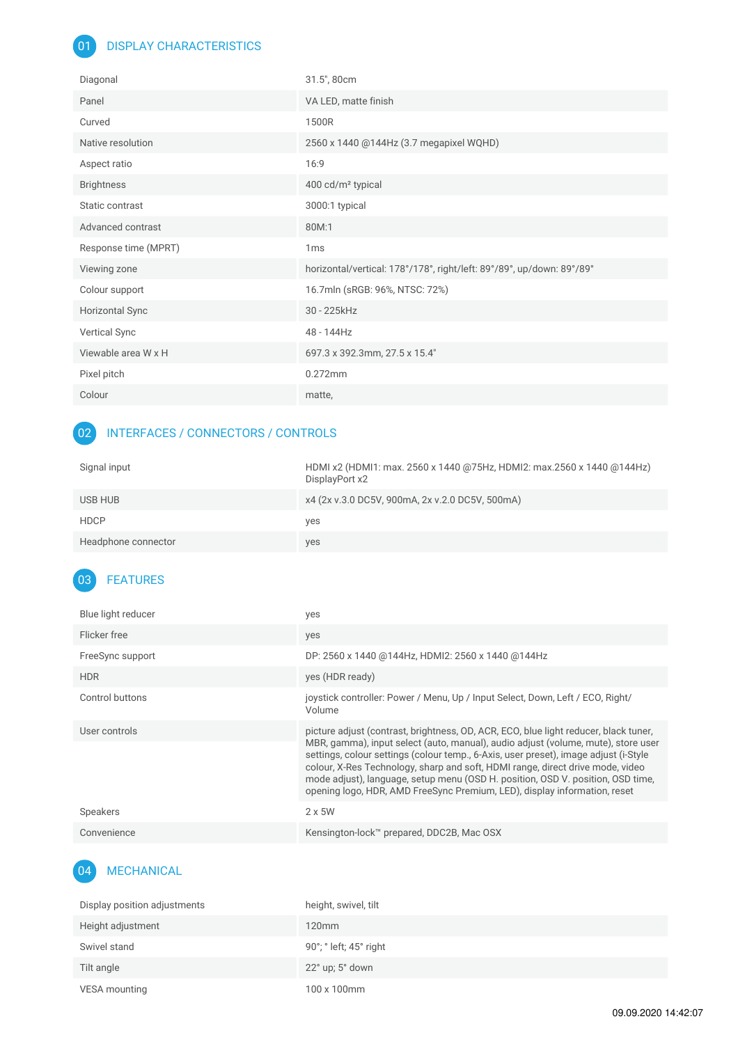## 01 DISPLAY CHARACTERISTICS

| | |
|---|---|
| Diagonal | 31.5", 80cm |
| Panel | VA LED, matte finish |
| Curved | 1500R |
| Native resolution | 2560 x 1440 @144Hz (3.7 megapixel WQHD) |
| Aspect ratio | 16:9 |
| Brightness | 400 cd/m² typical |
| Static contrast | 3000:1 typical |
| Advanced contrast | 80M:1 |
| Response time (MPRT) | 1ms |
| Viewing zone | horizontal/vertical: 178°/178°, right/left: 89°/89°, up/down: 89°/89° |
| Colour support | 16.7mln (sRGB: 96%, NTSC: 72%) |
| Horizontal Sync | 30 - 225kHz |
| Vertical Sync | 48 - 144Hz |
| Viewable area W x H | 697.3 x 392.3mm, 27.5 x 15.4" |
| Pixel pitch | 0.272mm |
| Colour | matte, |

## 02 INTERFACES / CONNECTORS / CONTROLS

| | |
|---|---|
| Signal input | HDMI x2 (HDMI1: max. 2560 x 1440 @75Hz, HDMI2: max.2560 x 1440 @144Hz) DisplayPort x2 |
| USB HUB | x4 (2x v.3.0 DC5V, 900mA, 2x v.2.0 DC5V, 500mA) |
| HDCP | yes |
| Headphone connector | yes |

## 03 FEATURES

| | |
|---|---|
| Blue light reducer | yes |
| Flicker free | yes |
| FreeSync support | DP: 2560 x 1440 @144Hz, HDMI2: 2560 x 1440 @144Hz |
| HDR | yes (HDR ready) |
| Control buttons | joystick controller: Power / Menu, Up / Input Select, Down, Left / ECO, Right/ Volume |
| User controls | picture adjust (contrast, brightness, OD, ACR, ECO, blue light reducer, black tuner, MBR, gamma), input select (auto, manual), audio adjust (volume, mute), store user settings, colour settings (colour temp., 6-Axis, user preset), image adjust (i-Style colour, X-Res Technology, sharp and soft, HDMI range, direct drive mode, video mode adjust), language, setup menu (OSD H. position, OSD V. position, OSD time, opening logo, HDR, AMD FreeSync Premium, LED), display information, reset |
| Speakers | 2 x 5W |
| Convenience | Kensington-lock™ prepared, DDC2B, Mac OSX |

## 04 MECHANICAL

| | |
|---|---|
| Display position adjustments | height, swivel, tilt |
| Height adjustment | 120mm |
| Swivel stand | 90°; ° left; 45° right |
| Tilt angle | 22° up; 5° down |
| VESA mounting | 100 x 100mm |

09.09.2020 14:42:07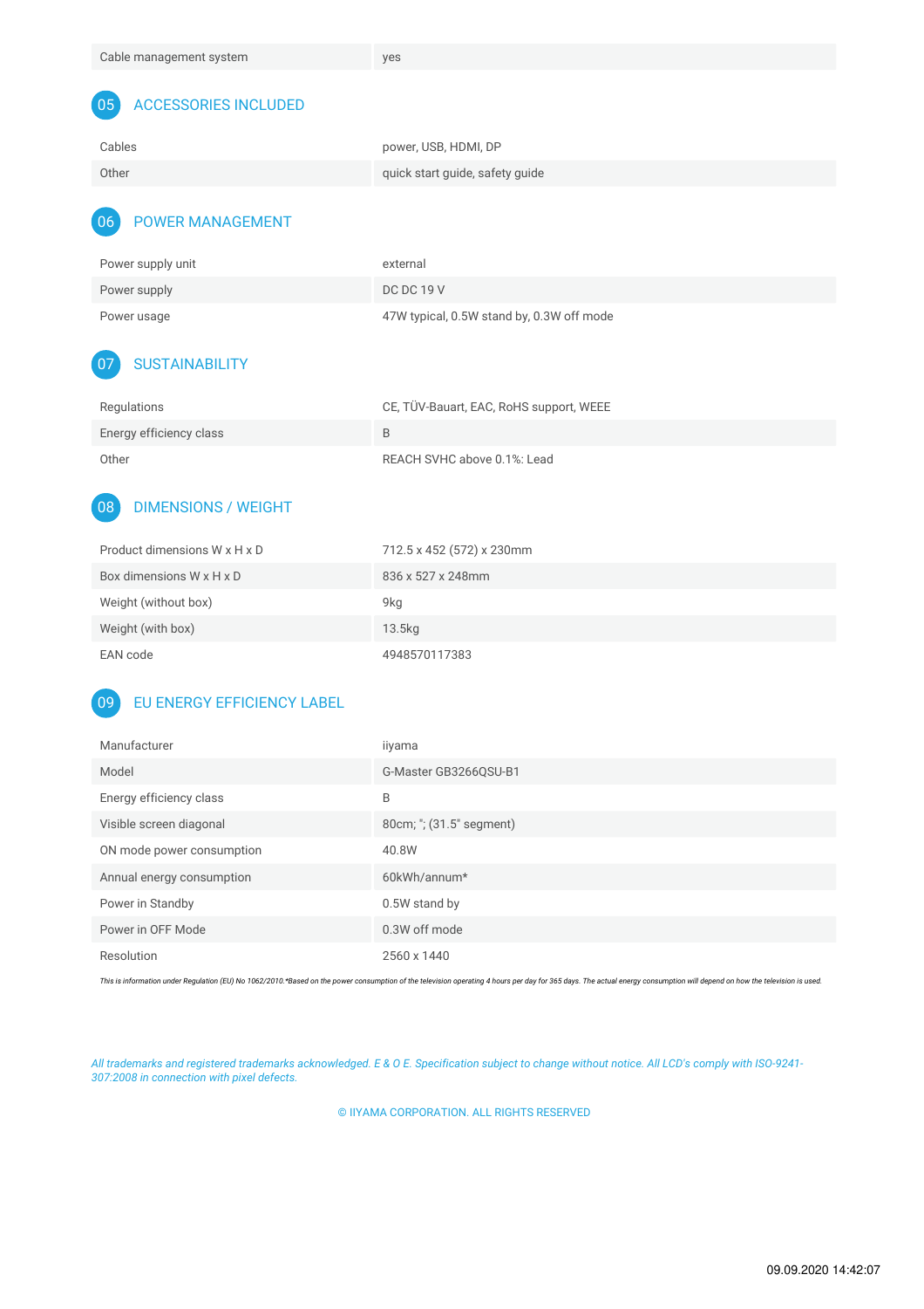| | |
|---|---|
| Cable management system | yes |

## 05 ACCESSORIES INCLUDED

| | |
|---|---|
| Cables | power, USB, HDMI, DP |
| Other | quick start guide, safety guide |

## 06 POWER MANAGEMENT

| | |
|---|---|
| Power supply unit | external |
| Power supply | DC DC 19 V |
| Power usage | 47W typical, 0.5W stand by, 0.3W off mode |

## 07 SUSTAINABILITY

| | |
|---|---|
| Regulations | CE, TÜV-Bauart, EAC, RoHS support, WEEE |
| Energy efficiency class | B |
| Other | REACH SVHC above 0.1%: Lead |

## 08 DIMENSIONS / WEIGHT

| | |
|---|---|
| Product dimensions W x H x D | 712.5 x 452 (572) x 230mm |
| Box dimensions W x H x D | 836 x 527 x 248mm |
| Weight (without box) | 9kg |
| Weight (with box) | 13.5kg |
| EAN code | 4948570117383 |

## 09 EU ENERGY EFFICIENCY LABEL

| | |
|---|---|
| Manufacturer | iiyama |
| Model | G-Master GB3266QSU-B1 |
| Energy efficiency class | B |
| Visible screen diagonal | 80cm; "; (31.5" segment) |
| ON mode power consumption | 40.8W |
| Annual energy consumption | 60kWh/annum* |
| Power in Standby | 0.5W stand by |
| Power in OFF Mode | 0.3W off mode |
| Resolution | 2560 x 1440 |

*This is information under Regulation (EU) No 1062/2010.*Based on the power consumption of the television operating 4 hours per day for 365 days. The actual energy consumption will depend on how the television is used.*

*All trademarks and registered trademarks acknowledged. E & O E. Specification subject to change without notice. All LCD's comply with ISO-9241-307:2008 in connection with pixel defects.*

© IIYAMA CORPORATION. ALL RIGHTS RESERVED

09.09.2020 14:42:07